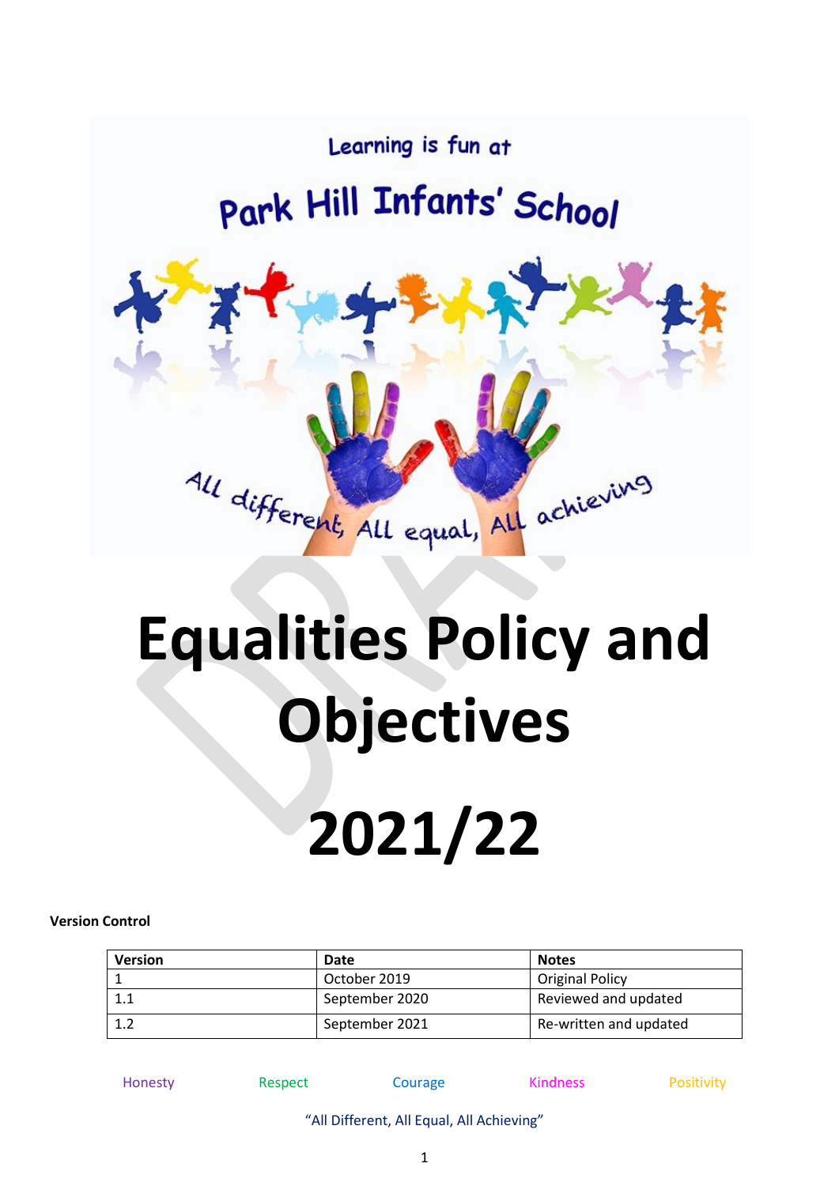Learning is fun at

Park Hill Infants' School

All different, All equal, All achieving

# Equalities Policy and Objectives

# 2021/22

**Version Control**

| Version | Date | Notes |
|---|---|---|
| 1 | October 2019 | Original Policy |
| 1.1 | September 2020 | Reviewed and updated |
| 1.2 | September 2021 | Re-written and updated |

Honesty Respect Courage Kindness Positivity

"All Different, All Equal, All Achieving"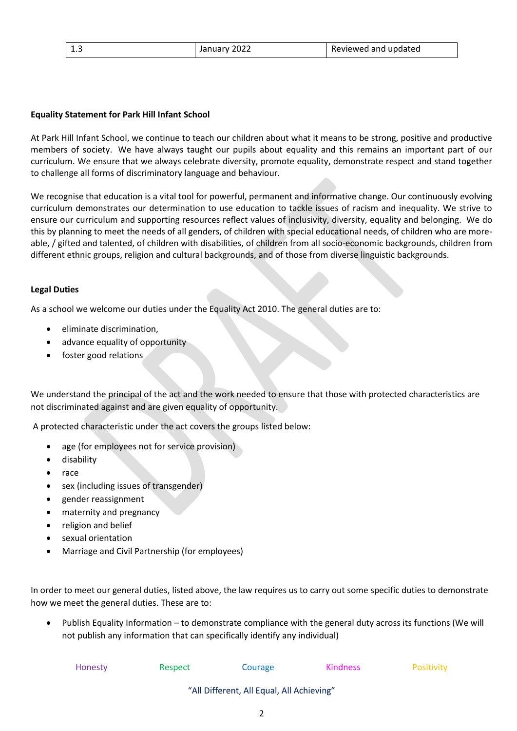| 1.3 | January 2022 | Reviewed and updated |
|---|---|---|

**Equality Statement for Park Hill Infant School**

At Park Hill Infant School, we continue to teach our children about what it means to be strong, positive and productive members of society. We have always taught our pupils about equality and this remains an important part of our curriculum. We ensure that we always celebrate diversity, promote equality, demonstrate respect and stand together to challenge all forms of discriminatory language and behaviour.

We recognise that education is a vital tool for powerful, permanent and informative change. Our continuously evolving curriculum demonstrates our determination to use education to tackle issues of racism and inequality. We strive to ensure our curriculum and supporting resources reflect values of inclusivity, diversity, equality and belonging. We do this by planning to meet the needs of all genders, of children with special educational needs, of children who are more-able, / gifted and talented, of children with disabilities, of children from all socio-economic backgrounds, children from different ethnic groups, religion and cultural backgrounds, and of those from diverse linguistic backgrounds.

**Legal Duties**

As a school we welcome our duties under the Equality Act 2010. The general duties are to:

- eliminate discrimination,
- advance equality of opportunity
- foster good relations

We understand the principal of the act and the work needed to ensure that those with protected characteristics are not discriminated against and are given equality of opportunity.

A protected characteristic under the act covers the groups listed below:

- age (for employees not for service provision)
- disability
- race
- sex (including issues of transgender)
- gender reassignment
- maternity and pregnancy
- religion and belief
- sexual orientation
- Marriage and Civil Partnership (for employees)

In order to meet our general duties, listed above, the law requires us to carry out some specific duties to demonstrate how we meet the general duties. These are to:

- Publish Equality Information – to demonstrate compliance with the general duty across its functions (We will not publish any information that can specifically identify any individual)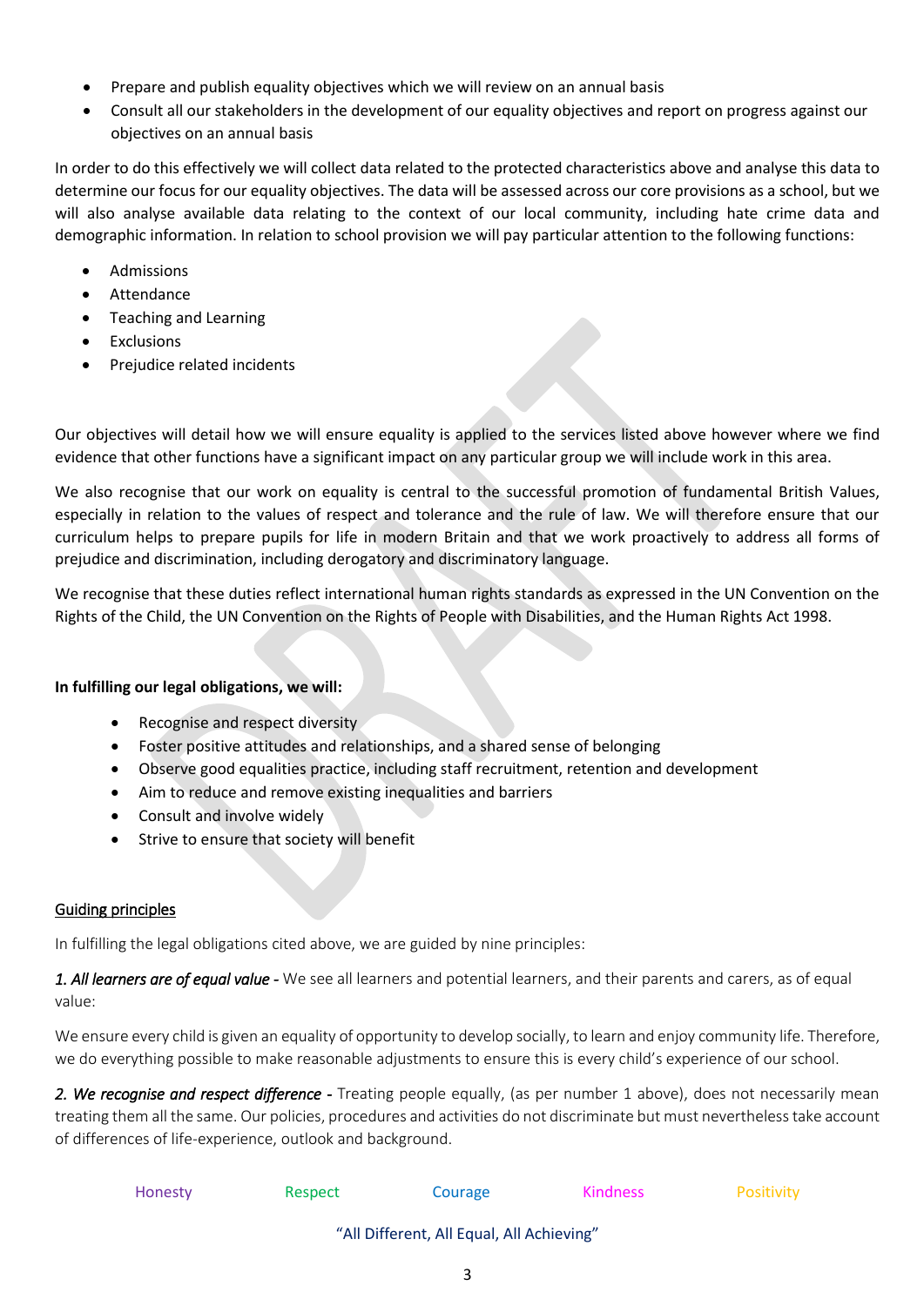- Prepare and publish equality objectives which we will review on an annual basis
- Consult all our stakeholders in the development of our equality objectives and report on progress against our objectives on an annual basis

In order to do this effectively we will collect data related to the protected characteristics above and analyse this data to determine our focus for our equality objectives. The data will be assessed across our core provisions as a school, but we will also analyse available data relating to the context of our local community, including hate crime data and demographic information. In relation to school provision we will pay particular attention to the following functions:

- Admissions
- Attendance
- Teaching and Learning
- Exclusions
- Prejudice related incidents

Our objectives will detail how we will ensure equality is applied to the services listed above however where we find evidence that other functions have a significant impact on any particular group we will include work in this area.

We also recognise that our work on equality is central to the successful promotion of fundamental British Values, especially in relation to the values of respect and tolerance and the rule of law. We will therefore ensure that our curriculum helps to prepare pupils for life in modern Britain and that we work proactively to address all forms of prejudice and discrimination, including derogatory and discriminatory language.

We recognise that these duties reflect international human rights standards as expressed in the UN Convention on the Rights of the Child, the UN Convention on the Rights of People with Disabilities, and the Human Rights Act 1998.

**In fulfilling our legal obligations, we will:**

- Recognise and respect diversity
- Foster positive attitudes and relationships, and a shared sense of belonging
- Observe good equalities practice, including staff recruitment, retention and development
- Aim to reduce and remove existing inequalities and barriers
- Consult and involve widely
- Strive to ensure that society will benefit

## Guiding principles

In fulfilling the legal obligations cited above, we are guided by nine principles:

***1. All learners are of equal value*** - We see all learners and potential learners, and their parents and carers, as of equal value:

We ensure every child is given an equality of opportunity to develop socially, to learn and enjoy community life. Therefore, we do everything possible to make reasonable adjustments to ensure this is every child's experience of our school.

***2. We recognise and respect difference*** - Treating people equally, (as per number 1 above), does not necessarily mean treating them all the same. Our policies, procedures and activities do not discriminate but must nevertheless take account of differences of life-experience, outlook and background.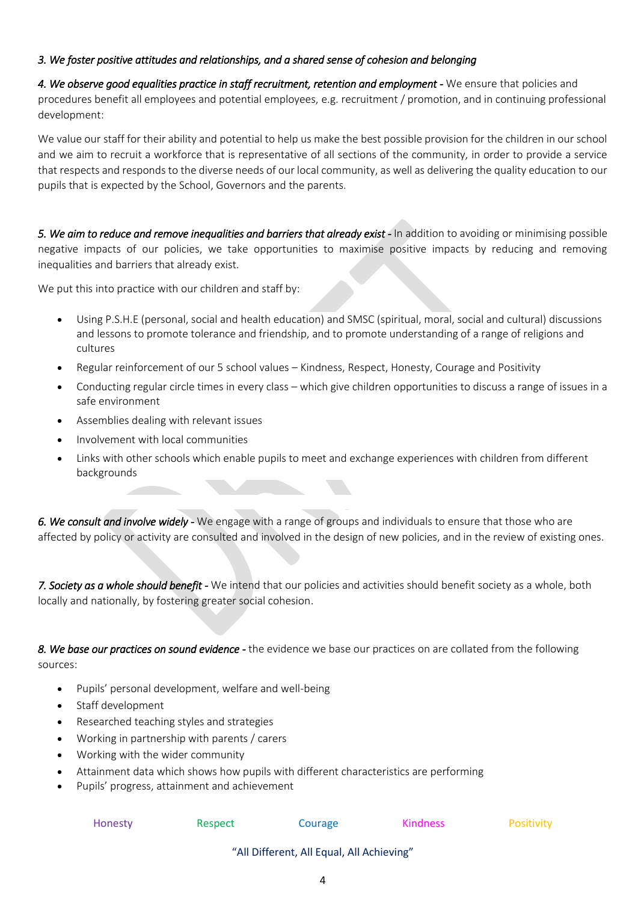*3. We foster positive attitudes and relationships, and a shared sense of cohesion and belonging*

*4. We observe good equalities practice in staff recruitment, retention and employment -* We ensure that policies and procedures benefit all employees and potential employees, e.g. recruitment / promotion, and in continuing professional development:

We value our staff for their ability and potential to help us make the best possible provision for the children in our school and we aim to recruit a workforce that is representative of all sections of the community, in order to provide a service that respects and responds to the diverse needs of our local community, as well as delivering the quality education to our pupils that is expected by the School, Governors and the parents.

*5. We aim to reduce and remove inequalities and barriers that already exist -* In addition to avoiding or minimising possible negative impacts of our policies, we take opportunities to maximise positive impacts by reducing and removing inequalities and barriers that already exist.

We put this into practice with our children and staff by:

- Using P.S.H.E (personal, social and health education) and SMSC (spiritual, moral, social and cultural) discussions and lessons to promote tolerance and friendship, and to promote understanding of a range of religions and cultures
- Regular reinforcement of our 5 school values – Kindness, Respect, Honesty, Courage and Positivity
- Conducting regular circle times in every class – which give children opportunities to discuss a range of issues in a safe environment
- Assemblies dealing with relevant issues
- Involvement with local communities
- Links with other schools which enable pupils to meet and exchange experiences with children from different backgrounds

*6. We consult and involve widely -* We engage with a range of groups and individuals to ensure that those who are affected by policy or activity are consulted and involved in the design of new policies, and in the review of existing ones.

*7. Society as a whole should benefit -* We intend that our policies and activities should benefit society as a whole, both locally and nationally, by fostering greater social cohesion.

*8. We base our practices on sound evidence -* the evidence we base our practices on are collated from the following sources:

- Pupils' personal development, welfare and well-being
- Staff development
- Researched teaching styles and strategies
- Working in partnership with parents / carers
- Working with the wider community
- Attainment data which shows how pupils with different characteristics are performing
- Pupils' progress, attainment and achievement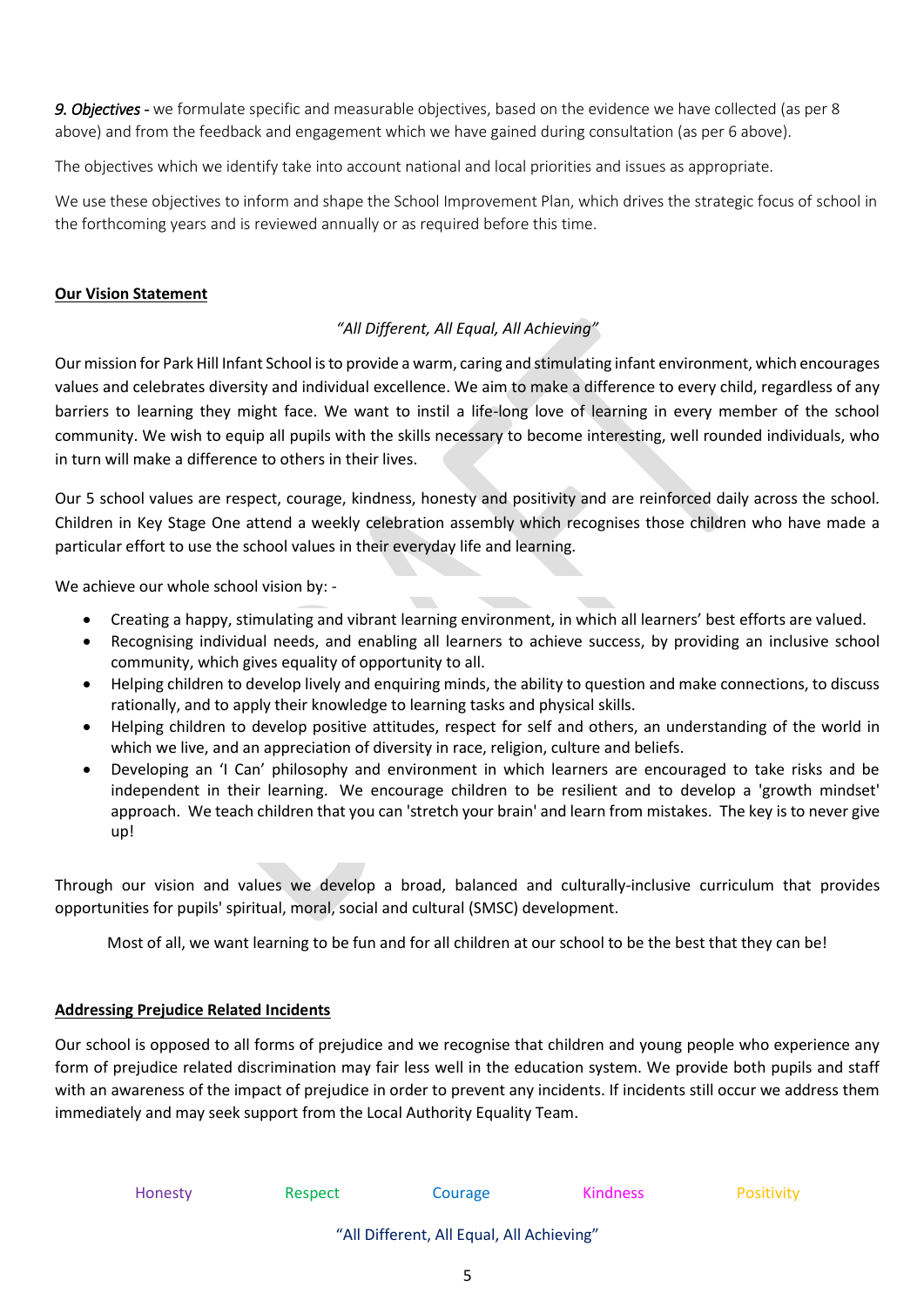*9. Objectives* - we formulate specific and measurable objectives, based on the evidence we have collected (as per 8 above) and from the feedback and engagement which we have gained during consultation (as per 6 above).

The objectives which we identify take into account national and local priorities and issues as appropriate.

We use these objectives to inform and shape the School Improvement Plan, which drives the strategic focus of school in the forthcoming years and is reviewed annually or as required before this time.

## Our Vision Statement

*"All Different, All Equal, All Achieving"*

Our mission for Park Hill Infant School is to provide a warm, caring and stimulating infant environment, which encourages values and celebrates diversity and individual excellence. We aim to make a difference to every child, regardless of any barriers to learning they might face. We want to instil a life-long love of learning in every member of the school community. We wish to equip all pupils with the skills necessary to become interesting, well rounded individuals, who in turn will make a difference to others in their lives.

Our 5 school values are respect, courage, kindness, honesty and positivity and are reinforced daily across the school. Children in Key Stage One attend a weekly celebration assembly which recognises those children who have made a particular effort to use the school values in their everyday life and learning.

We achieve our whole school vision by: -

- Creating a happy, stimulating and vibrant learning environment, in which all learners' best efforts are valued.
- Recognising individual needs, and enabling all learners to achieve success, by providing an inclusive school community, which gives equality of opportunity to all.
- Helping children to develop lively and enquiring minds, the ability to question and make connections, to discuss rationally, and to apply their knowledge to learning tasks and physical skills.
- Helping children to develop positive attitudes, respect for self and others, an understanding of the world in which we live, and an appreciation of diversity in race, religion, culture and beliefs.
- Developing an 'I Can' philosophy and environment in which learners are encouraged to take risks and be independent in their learning. We encourage children to be resilient and to develop a 'growth mindset' approach. We teach children that you can 'stretch your brain' and learn from mistakes. The key is to never give up!

Through our vision and values we develop a broad, balanced and culturally-inclusive curriculum that provides opportunities for pupils' spiritual, moral, social and cultural (SMSC) development.

Most of all, we want learning to be fun and for all children at our school to be the best that they can be!

## Addressing Prejudice Related Incidents

Our school is opposed to all forms of prejudice and we recognise that children and young people who experience any form of prejudice related discrimination may fair less well in the education system. We provide both pupils and staff with an awareness of the impact of prejudice in order to prevent any incidents. If incidents still occur we address them immediately and may seek support from the Local Authority Equality Team.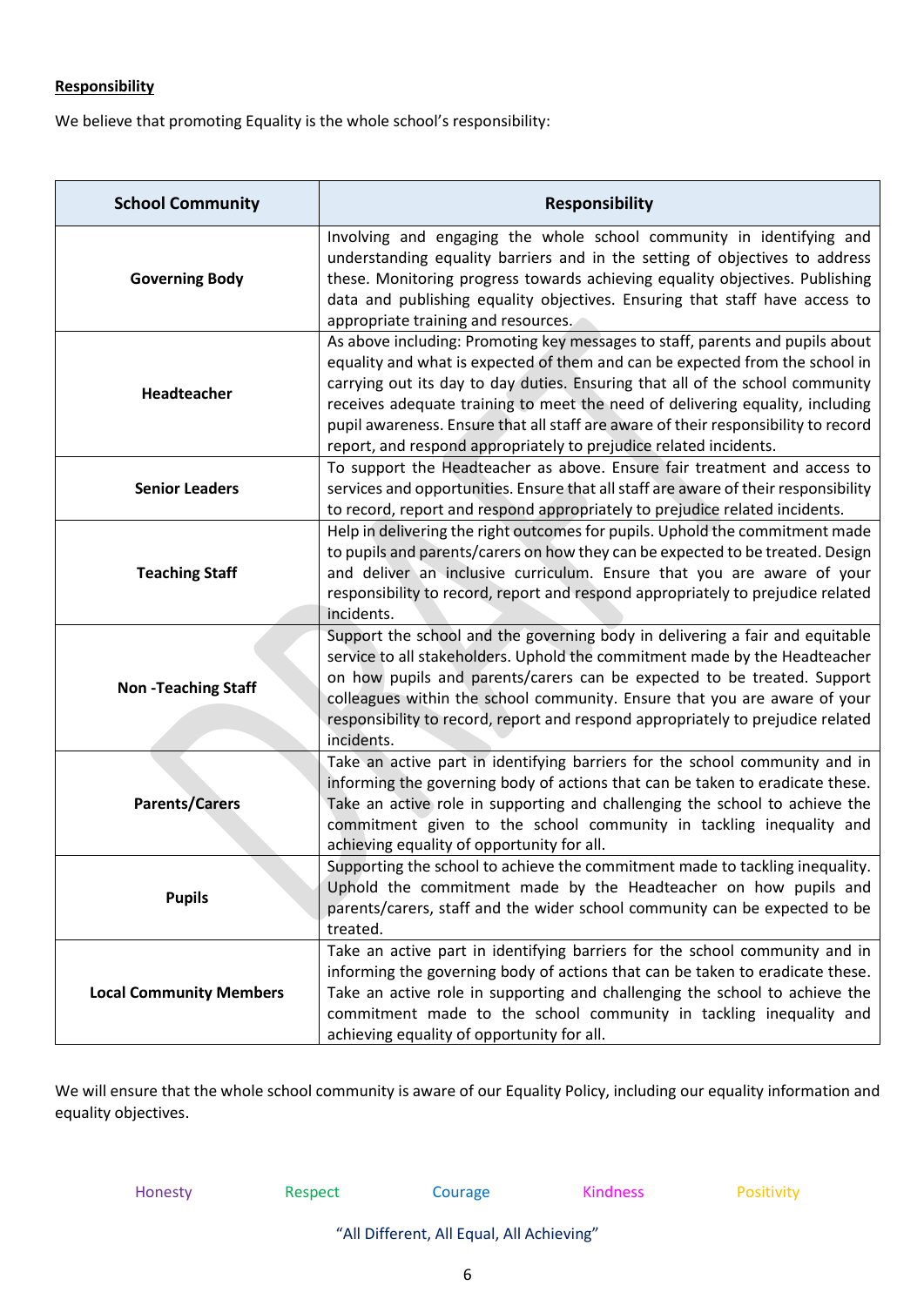**Responsibility**

We believe that promoting Equality is the whole school's responsibility:

| School Community | Responsibility |
|---|---|
| **Governing Body** | Involving and engaging the whole school community in identifying and understanding equality barriers and in the setting of objectives to address these. Monitoring progress towards achieving equality objectives. Publishing data and publishing equality objectives. Ensuring that staff have access to appropriate training and resources. |
| **Headteacher** | As above including: Promoting key messages to staff, parents and pupils about equality and what is expected of them and can be expected from the school in carrying out its day to day duties. Ensuring that all of the school community receives adequate training to meet the need of delivering equality, including pupil awareness. Ensure that all staff are aware of their responsibility to record report, and respond appropriately to prejudice related incidents. |
| **Senior Leaders** | To support the Headteacher as above. Ensure fair treatment and access to services and opportunities. Ensure that all staff are aware of their responsibility to record, report and respond appropriately to prejudice related incidents. |
| **Teaching Staff** | Help in delivering the right outcomes for pupils. Uphold the commitment made to pupils and parents/carers on how they can be expected to be treated. Design and deliver an inclusive curriculum. Ensure that you are aware of your responsibility to record, report and respond appropriately to prejudice related incidents. |
| **Non -Teaching Staff** | Support the school and the governing body in delivering a fair and equitable service to all stakeholders. Uphold the commitment made by the Headteacher on how pupils and parents/carers can be expected to be treated. Support colleagues within the school community. Ensure that you are aware of your responsibility to record, report and respond appropriately to prejudice related incidents. |
| **Parents/Carers** | Take an active part in identifying barriers for the school community and in informing the governing body of actions that can be taken to eradicate these. Take an active role in supporting and challenging the school to achieve the commitment given to the school community in tackling inequality and achieving equality of opportunity for all. |
| **Pupils** | Supporting the school to achieve the commitment made to tackling inequality. Uphold the commitment made by the Headteacher on how pupils and parents/carers, staff and the wider school community can be expected to be treated. |
| **Local Community Members** | Take an active part in identifying barriers for the school community and in informing the governing body of actions that can be taken to eradicate these. Take an active role in supporting and challenging the school to achieve the commitment made to the school community in tackling inequality and achieving equality of opportunity for all. |

We will ensure that the whole school community is aware of our Equality Policy, including our equality information and equality objectives.

Honesty Respect Courage Kindness Positivity

"All Different, All Equal, All Achieving"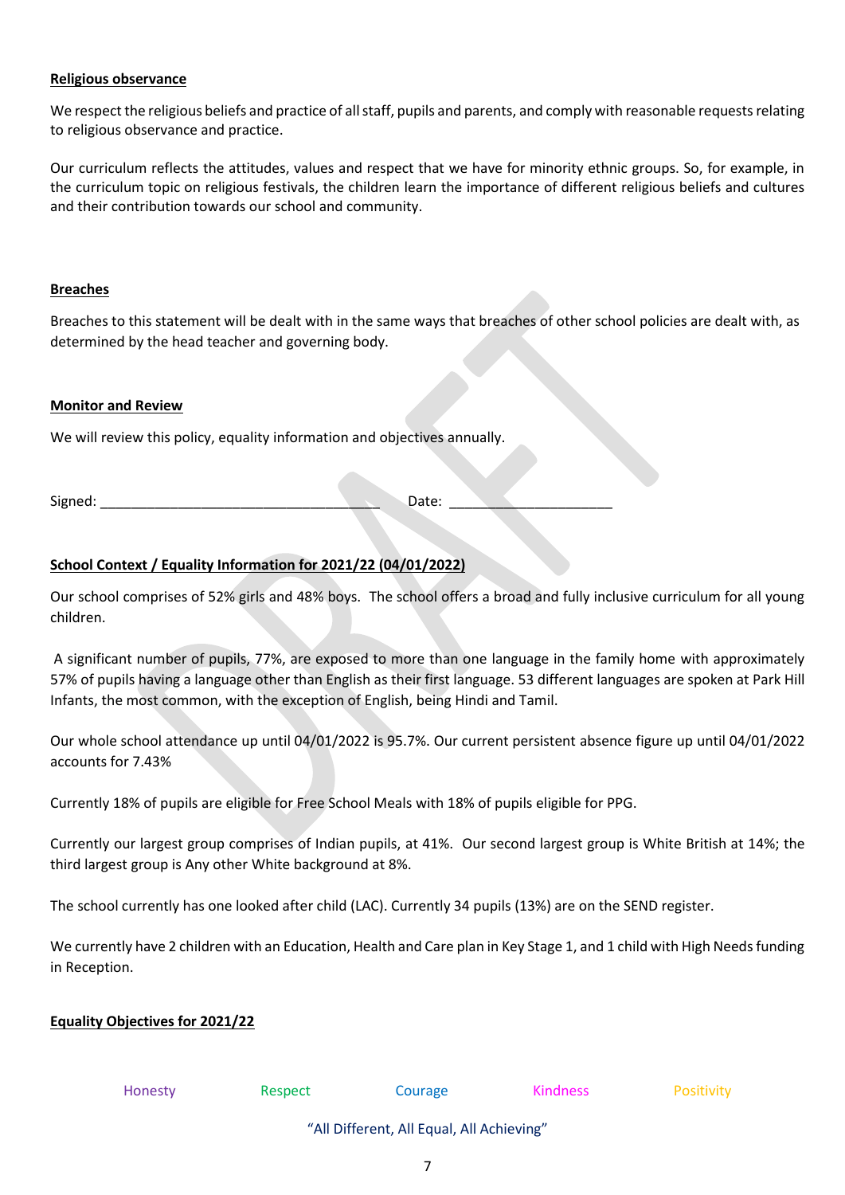**Religious observance**

We respect the religious beliefs and practice of all staff, pupils and parents, and comply with reasonable requests relating to religious observance and practice.

Our curriculum reflects the attitudes, values and respect that we have for minority ethnic groups. So, for example, in the curriculum topic on religious festivals, the children learn the importance of different religious beliefs and cultures and their contribution towards our school and community.

**Breaches**

Breaches to this statement will be dealt with in the same ways that breaches of other school policies are dealt with, as determined by the head teacher and governing body.

**Monitor and Review**

We will review this policy, equality information and objectives annually.

Signed: ____________________________________ Date: _____________________

**School Context / Equality Information for 2021/22 (04/01/2022)**

Our school comprises of 52% girls and 48% boys. The school offers a broad and fully inclusive curriculum for all young children.

A significant number of pupils, 77%, are exposed to more than one language in the family home with approximately 57% of pupils having a language other than English as their first language. 53 different languages are spoken at Park Hill Infants, the most common, with the exception of English, being Hindi and Tamil.

Our whole school attendance up until 04/01/2022 is 95.7%. Our current persistent absence figure up until 04/01/2022 accounts for 7.43%

Currently 18% of pupils are eligible for Free School Meals with 18% of pupils eligible for PPG.

Currently our largest group comprises of Indian pupils, at 41%. Our second largest group is White British at 14%; the third largest group is Any other White background at 8%.

The school currently has one looked after child (LAC). Currently 34 pupils (13%) are on the SEND register.

We currently have 2 children with an Education, Health and Care plan in Key Stage 1, and 1 child with High Needs funding in Reception.

**Equality Objectives for 2021/22**

Honesty Respect Courage Kindness Positivity

"All Different, All Equal, All Achieving"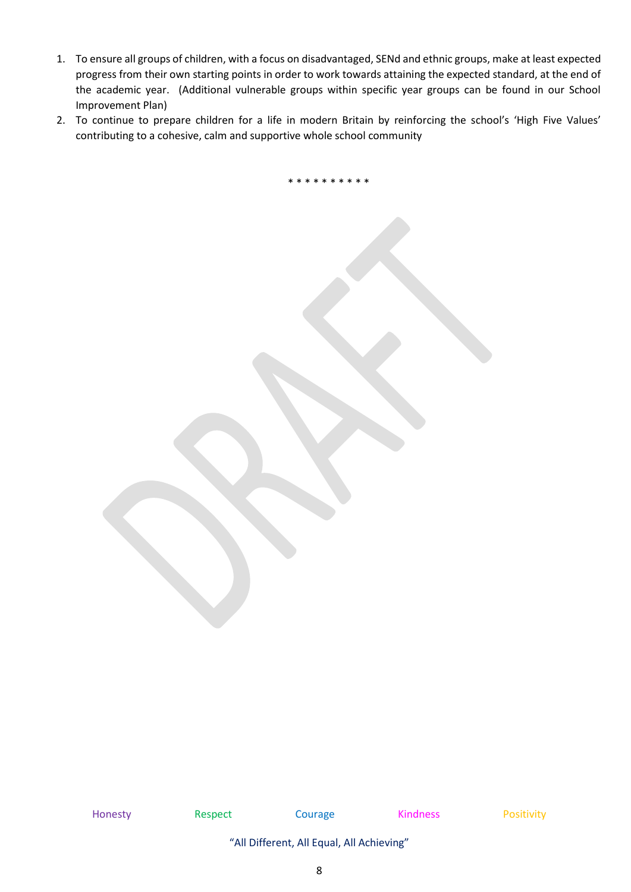1. To ensure all groups of children, with a focus on disadvantaged, SENd and ethnic groups, make at least expected progress from their own starting points in order to work towards attaining the expected standard, at the end of the academic year. (Additional vulnerable groups within specific year groups can be found in our School Improvement Plan)
2. To continue to prepare children for a life in modern Britain by reinforcing the school's 'High Five Values' contributing to a cohesive, calm and supportive whole school community

* * * * * * * * * *